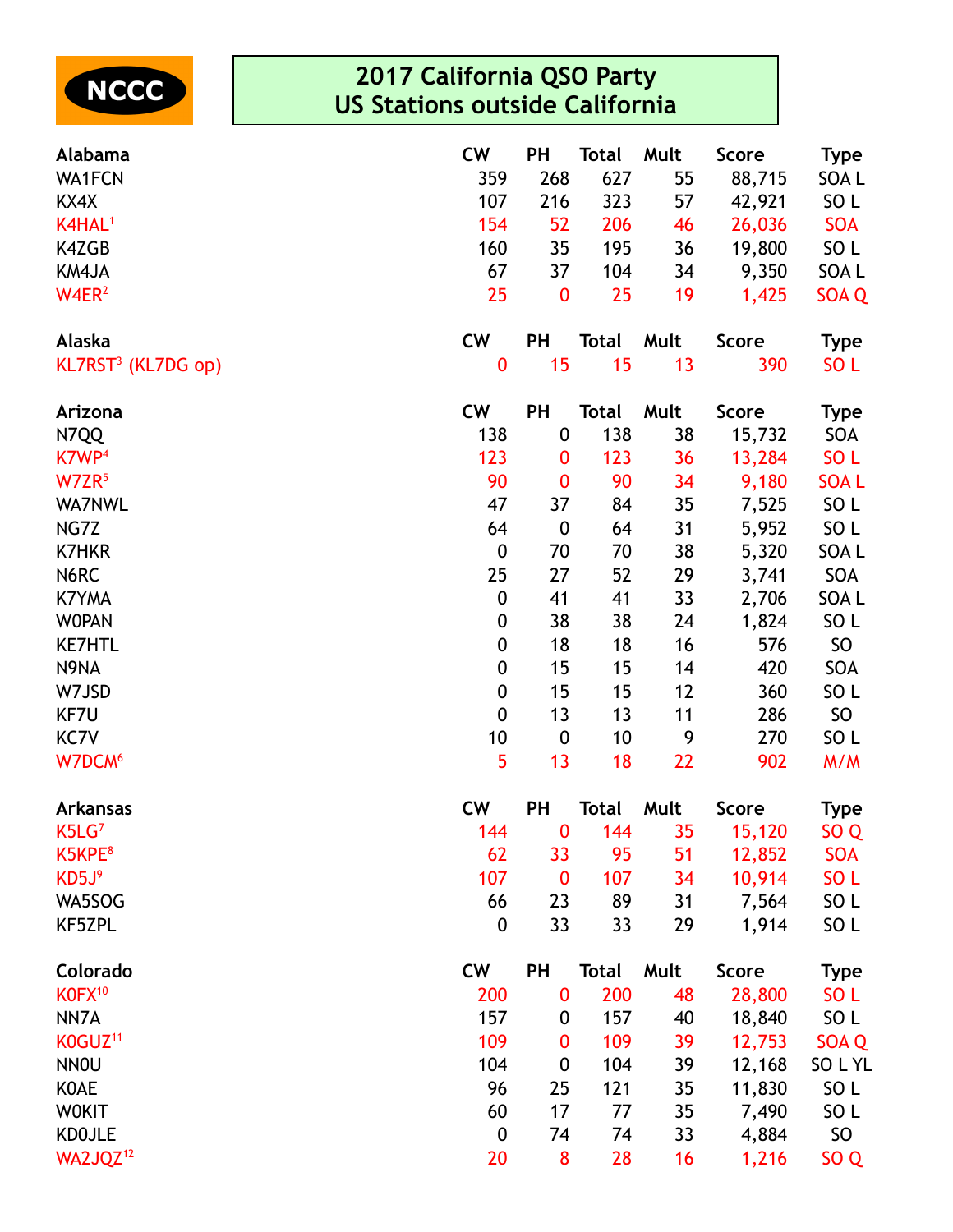NCCC

# 2017 California QSO Party
## US Stations outside California

| Alabama | CW | PH | Total | Mult | Score | Type |
|---|---|---|---|---|---|---|
| WA1FCN | 359 | 268 | 627 | 55 | 88,715 | SOA L |
| KX4X | 107 | 216 | 323 | 57 | 42,921 | SO L |
| K4HAL[1] | 154 | 52 | 206 | 46 | 26,036 | SOA |
| K4ZGB | 160 | 35 | 195 | 36 | 19,800 | SO L |
| KM4JA | 67 | 37 | 104 | 34 | 9,350 | SOA L |
| W4ER[2] | 25 | 0 | 25 | 19 | 1,425 | SOA Q |

| Alaska | CW | PH | Total | Mult | Score | Type |
|---|---|---|---|---|---|---|
| KL7RST[3] (KL7DG op) | 0 | 15 | 15 | 13 | 390 | SO L |

| Arizona | CW | PH | Total | Mult | Score | Type |
|---|---|---|---|---|---|---|
| N7QQ | 138 | 0 | 138 | 38 | 15,732 | SOA |
| K7WP[4] | 123 | 0 | 123 | 36 | 13,284 | SO L |
| W7ZR[5] | 90 | 0 | 90 | 34 | 9,180 | SOA L |
| WA7NWL | 47 | 37 | 84 | 35 | 7,525 | SO L |
| NG7Z | 64 | 0 | 64 | 31 | 5,952 | SO L |
| K7HKR | 0 | 70 | 70 | 38 | 5,320 | SOA L |
| N6RC | 25 | 27 | 52 | 29 | 3,741 | SOA |
| K7YMA | 0 | 41 | 41 | 33 | 2,706 | SOA L |
| W0PAN | 0 | 38 | 38 | 24 | 1,824 | SO L |
| KE7HTL | 0 | 18 | 18 | 16 | 576 | SO |
| N9NA | 0 | 15 | 15 | 14 | 420 | SOA |
| W7JSD | 0 | 15 | 15 | 12 | 360 | SO L |
| KF7U | 0 | 13 | 13 | 11 | 286 | SO |
| KC7V | 10 | 0 | 10 | 9 | 270 | SO L |
| W7DCM[6] | 5 | 13 | 18 | 22 | 902 | M/M |

| Arkansas | CW | PH | Total | Mult | Score | Type |
|---|---|---|---|---|---|---|
| K5LG[7] | 144 | 0 | 144 | 35 | 15,120 | SO Q |
| K5KPE[8] | 62 | 33 | 95 | 51 | 12,852 | SOA |
| KD5J[9] | 107 | 0 | 107 | 34 | 10,914 | SO L |
| WA5SOG | 66 | 23 | 89 | 31 | 7,564 | SO L |
| KF5ZPL | 0 | 33 | 33 | 29 | 1,914 | SO L |

| Colorado | CW | PH | Total | Mult | Score | Type |
|---|---|---|---|---|---|---|
| K0FX[10] | 200 | 0 | 200 | 48 | 28,800 | SO L |
| NN7A | 157 | 0 | 157 | 40 | 18,840 | SO L |
| K0GUZ[11] | 109 | 0 | 109 | 39 | 12,753 | SOA Q |
| NN0U | 104 | 0 | 104 | 39 | 12,168 | SO L YL |
| K0AE | 96 | 25 | 121 | 35 | 11,830 | SO L |
| W0KIT | 60 | 17 | 77 | 35 | 7,490 | SO L |
| KD0JLE | 0 | 74 | 74 | 33 | 4,884 | SO |
| WA2JQZ[12] | 20 | 8 | 28 | 16 | 1,216 | SO Q |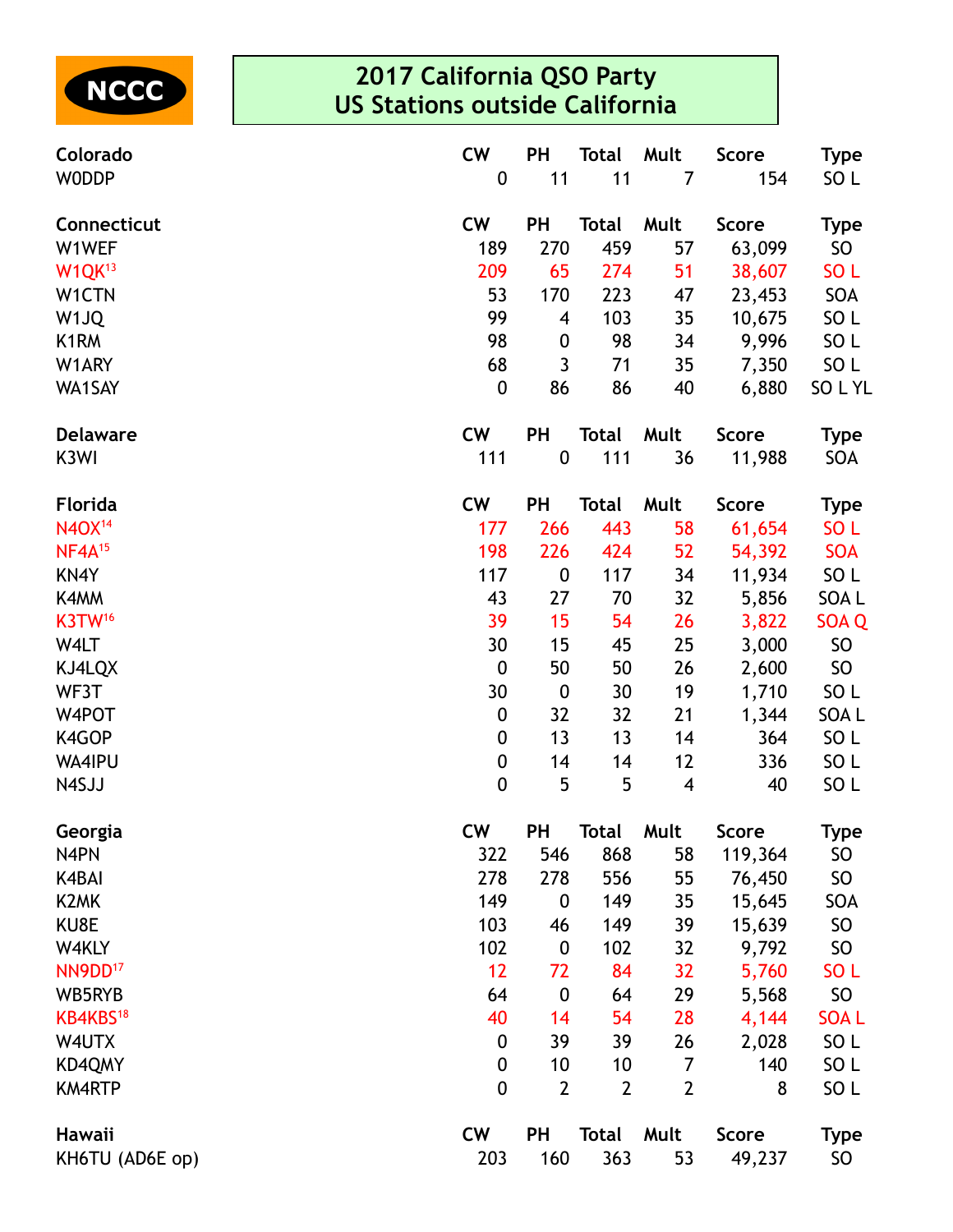NCCC

# 2017 California QSO Party
## US Stations outside California

| Colorado | CW | PH | Total | Mult | Score | Type |
|---|---|---|---|---|---|---|
| W0DDP | 0 | 11 | 11 | 7 | 154 | SO L |

| Connecticut | CW | PH | Total | Mult | Score | Type |
|---|---|---|---|---|---|---|
| W1WEF | 189 | 270 | 459 | 57 | 63,099 | SO |
| W1QK[13] | 209 | 65 | 274 | 51 | 38,607 | SO L |
| W1CTN | 53 | 170 | 223 | 47 | 23,453 | SOA |
| W1JQ | 99 | 4 | 103 | 35 | 10,675 | SO L |
| K1RM | 98 | 0 | 98 | 34 | 9,996 | SO L |
| W1ARY | 68 | 3 | 71 | 35 | 7,350 | SO L |
| WA1SAY | 0 | 86 | 86 | 40 | 6,880 | SO L YL |

| Delaware | CW | PH | Total | Mult | Score | Type |
|---|---|---|---|---|---|---|
| K3WI | 111 | 0 | 111 | 36 | 11,988 | SOA |

| Florida | CW | PH | Total | Mult | Score | Type |
|---|---|---|---|---|---|---|
| N4OX[14] | 177 | 266 | 443 | 58 | 61,654 | SO L |
| NF4A[15] | 198 | 226 | 424 | 52 | 54,392 | SOA |
| KN4Y | 117 | 0 | 117 | 34 | 11,934 | SO L |
| K4MM | 43 | 27 | 70 | 32 | 5,856 | SOA L |
| K3TW[16] | 39 | 15 | 54 | 26 | 3,822 | SOA Q |
| W4LT | 30 | 15 | 45 | 25 | 3,000 | SO |
| KJ4LQX | 0 | 50 | 50 | 26 | 2,600 | SO |
| WF3T | 30 | 0 | 30 | 19 | 1,710 | SO L |
| W4POT | 0 | 32 | 32 | 21 | 1,344 | SOA L |
| K4GOP | 0 | 13 | 13 | 14 | 364 | SO L |
| WA4IPU | 0 | 14 | 14 | 12 | 336 | SO L |
| N4SJJ | 0 | 5 | 5 | 4 | 40 | SO L |

| Georgia | CW | PH | Total | Mult | Score | Type |
|---|---|---|---|---|---|---|
| N4PN | 322 | 546 | 868 | 58 | 119,364 | SO |
| K4BAI | 278 | 278 | 556 | 55 | 76,450 | SO |
| K2MK | 149 | 0 | 149 | 35 | 15,645 | SOA |
| KU8E | 103 | 46 | 149 | 39 | 15,639 | SO |
| W4KLY | 102 | 0 | 102 | 32 | 9,792 | SO |
| NN9DD[17] | 12 | 72 | 84 | 32 | 5,760 | SO L |
| WB5RYB | 64 | 0 | 64 | 29 | 5,568 | SO |
| KB4KBS[18] | 40 | 14 | 54 | 28 | 4,144 | SOA L |
| W4UTX | 0 | 39 | 39 | 26 | 2,028 | SO L |
| KD4QMY | 0 | 10 | 10 | 7 | 140 | SO L |
| KM4RTP | 0 | 2 | 2 | 2 | 8 | SO L |

| Hawaii | CW | PH | Total | Mult | Score | Type |
|---|---|---|---|---|---|---|
| KH6TU (AD6E op) | 203 | 160 | 363 | 53 | 49,237 | SO |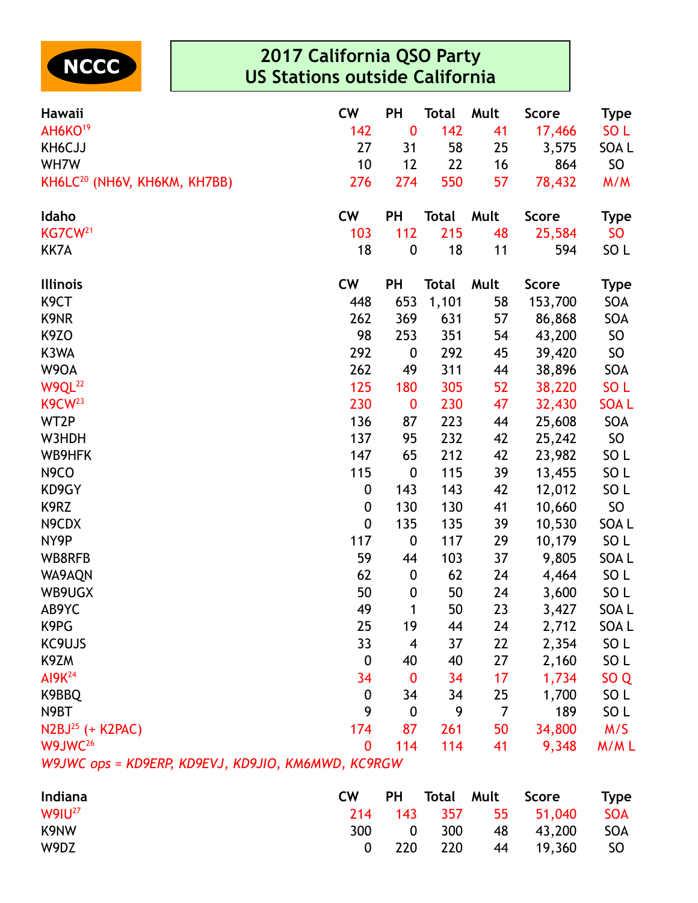NCCC

# 2017 California QSO Party
## US Stations outside California

| Hawaii | CW | PH | Total | Mult | Score | Type |
|---|---|---|---|---|---|---|
| AH6KO[19] | 142 | 0 | 142 | 41 | 17,466 | SO L |
| KH6CJJ | 27 | 31 | 58 | 25 | 3,575 | SOA L |
| WH7W | 10 | 12 | 22 | 16 | 864 | SO |
| KH6LC[20] (NH6V, KH6KM, KH7BB) | 276 | 274 | 550 | 57 | 78,432 | M/M |

| Idaho | CW | PH | Total | Mult | Score | Type |
|---|---|---|---|---|---|---|
| KG7CW[21] | 103 | 112 | 215 | 48 | 25,584 | SO |
| KK7A | 18 | 0 | 18 | 11 | 594 | SO L |

| Illinois | CW | PH | Total | Mult | Score | Type |
|---|---|---|---|---|---|---|
| K9CT | 448 | 653 | 1,101 | 58 | 153,700 | SOA |
| K9NR | 262 | 369 | 631 | 57 | 86,868 | SOA |
| K9ZO | 98 | 253 | 351 | 54 | 43,200 | SO |
| K3WA | 292 | 0 | 292 | 45 | 39,420 | SO |
| W9OA | 262 | 49 | 311 | 44 | 38,896 | SOA |
| W9QL[22] | 125 | 180 | 305 | 52 | 38,220 | SO L |
| K9CW[23] | 230 | 0 | 230 | 47 | 32,430 | SOA L |
| WT2P | 136 | 87 | 223 | 44 | 25,608 | SOA |
| W3HDH | 137 | 95 | 232 | 42 | 25,242 | SO |
| WB9HFK | 147 | 65 | 212 | 42 | 23,982 | SO L |
| N9CO | 115 | 0 | 115 | 39 | 13,455 | SO L |
| KD9GY | 0 | 143 | 143 | 42 | 12,012 | SO L |
| K9RZ | 0 | 130 | 130 | 41 | 10,660 | SO |
| N9CDX | 0 | 135 | 135 | 39 | 10,530 | SOA L |
| NY9P | 117 | 0 | 117 | 29 | 10,179 | SO L |
| WB8RFB | 59 | 44 | 103 | 37 | 9,805 | SOA L |
| WA9AQN | 62 | 0 | 62 | 24 | 4,464 | SO L |
| WB9UGX | 50 | 0 | 50 | 24 | 3,600 | SO L |
| AB9YC | 49 | 1 | 50 | 23 | 3,427 | SOA L |
| K9PG | 25 | 19 | 44 | 24 | 2,712 | SOA L |
| KC9UJS | 33 | 4 | 37 | 22 | 2,354 | SO L |
| K9ZM | 0 | 40 | 40 | 27 | 2,160 | SO L |
| AI9K[24] | 34 | 0 | 34 | 17 | 1,734 | SO Q |
| K9BBQ | 0 | 34 | 34 | 25 | 1,700 | SO L |
| N9BT | 9 | 0 | 9 | 7 | 189 | SO L |
| N2BJ[25] (+ K2PAC) | 174 | 87 | 261 | 50 | 34,800 | M/S |
| W9JWC[26] | 0 | 114 | 114 | 41 | 9,348 | M/M L |

*W9JWC ops = KD9ERP, KD9EVJ, KD9JIO, KM6MWD, KC9RGW*

| Indiana | CW | PH | Total | Mult | Score | Type |
|---|---|---|---|---|---|---|
| W9IU[27] | 214 | 143 | 357 | 55 | 51,040 | SOA |
| K9NW | 300 | 0 | 300 | 48 | 43,200 | SOA |
| W9DZ | 0 | 220 | 220 | 44 | 19,360 | SO |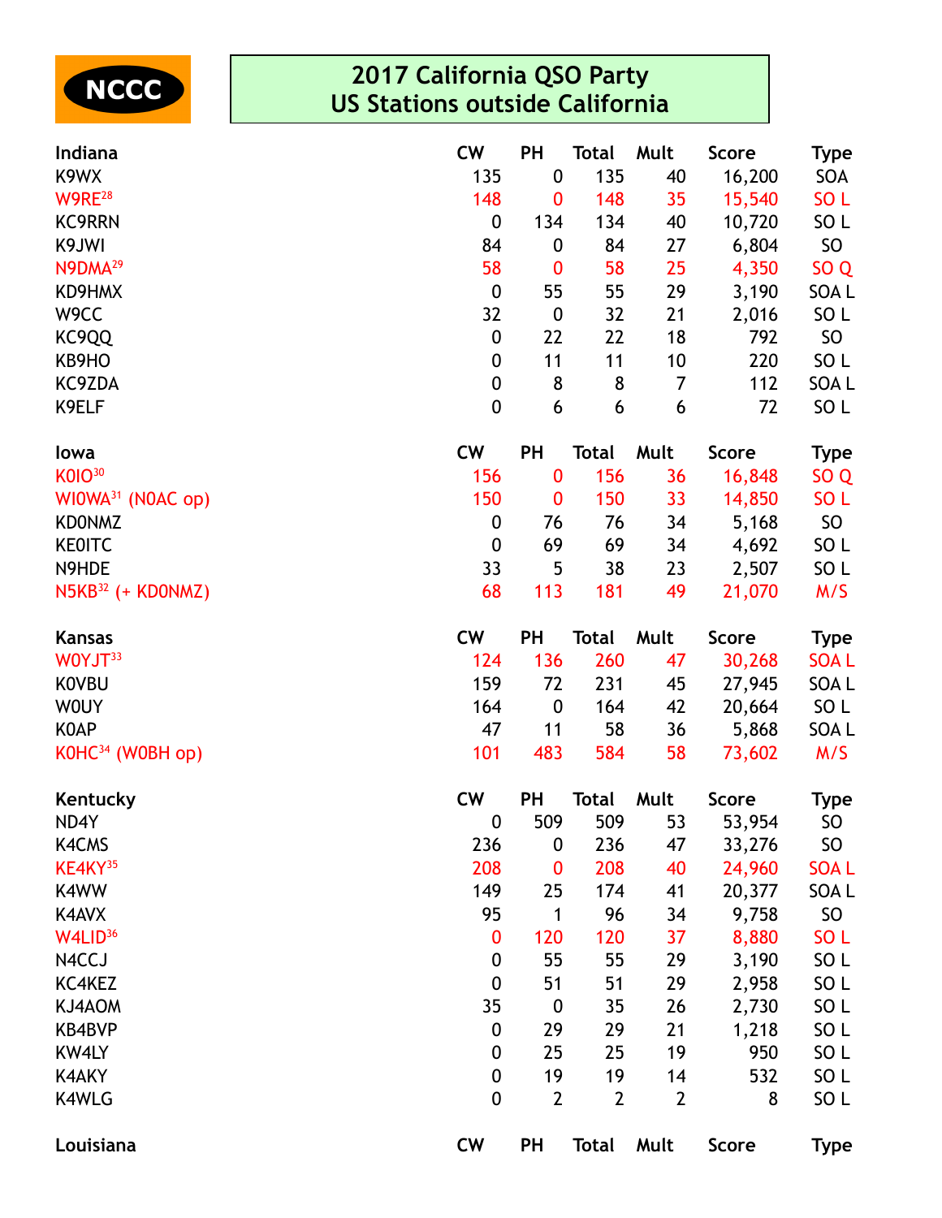NCCC

# 2017 California QSO Party
## US Stations outside California

| Indiana | CW | PH | Total | Mult | Score | Type |
|---|---|---|---|---|---|---|
| K9WX | 135 | 0 | 135 | 40 | 16,200 | SOA |
| W9RE[28] | 148 | 0 | 148 | 35 | 15,540 | SO L |
| KC9RRN | 0 | 134 | 134 | 40 | 10,720 | SO L |
| K9JWI | 84 | 0 | 84 | 27 | 6,804 | SO |
| N9DMA[29] | 58 | 0 | 58 | 25 | 4,350 | SO Q |
| KD9HMX | 0 | 55 | 55 | 29 | 3,190 | SOA L |
| W9CC | 32 | 0 | 32 | 21 | 2,016 | SO L |
| KC9QQ | 0 | 22 | 22 | 18 | 792 | SO |
| KB9HO | 0 | 11 | 11 | 10 | 220 | SO L |
| KC9ZDA | 0 | 8 | 8 | 7 | 112 | SOA L |
| K9ELF | 0 | 6 | 6 | 6 | 72 | SO L |

| Iowa | CW | PH | Total | Mult | Score | Type |
|---|---|---|---|---|---|---|
| K0IO[30] | 156 | 0 | 156 | 36 | 16,848 | SO Q |
| WI0WA[31] (N0AC op) | 150 | 0 | 150 | 33 | 14,850 | SO L |
| KD0NMZ | 0 | 76 | 76 | 34 | 5,168 | SO |
| KE0ITC | 0 | 69 | 69 | 34 | 4,692 | SO L |
| N9HDE | 33 | 5 | 38 | 23 | 2,507 | SO L |
| N5KB[32] (+ KD0NMZ) | 68 | 113 | 181 | 49 | 21,070 | M/S |

| Kansas | CW | PH | Total | Mult | Score | Type |
|---|---|---|---|---|---|---|
| W0YJT[33] | 124 | 136 | 260 | 47 | 30,268 | SOA L |
| K0VBU | 159 | 72 | 231 | 45 | 27,945 | SOA L |
| W0UY | 164 | 0 | 164 | 42 | 20,664 | SO L |
| K0AP | 47 | 11 | 58 | 36 | 5,868 | SOA L |
| K0HC[34] (W0BH op) | 101 | 483 | 584 | 58 | 73,602 | M/S |

| Kentucky | CW | PH | Total | Mult | Score | Type |
|---|---|---|---|---|---|---|
| ND4Y | 0 | 509 | 509 | 53 | 53,954 | SO |
| K4CMS | 236 | 0 | 236 | 47 | 33,276 | SO |
| KE4KY[35] | 208 | 0 | 208 | 40 | 24,960 | SOA L |
| K4WW | 149 | 25 | 174 | 41 | 20,377 | SOA L |
| K4AVX | 95 | 1 | 96 | 34 | 9,758 | SO |
| W4LID[36] | 0 | 120 | 120 | 37 | 8,880 | SO L |
| N4CCJ | 0 | 55 | 55 | 29 | 3,190 | SO L |
| KC4KEZ | 0 | 51 | 51 | 29 | 2,958 | SO L |
| KJ4AOM | 35 | 0 | 35 | 26 | 2,730 | SO L |
| KB4BVP | 0 | 29 | 29 | 21 | 1,218 | SO L |
| KW4LY | 0 | 25 | 25 | 19 | 950 | SO L |
| K4AKY | 0 | 19 | 19 | 14 | 532 | SO L |
| K4WLG | 0 | 2 | 2 | 2 | 8 | SO L |

| Louisiana | CW | PH | Total | Mult | Score | Type |
|---|---|---|---|---|---|---|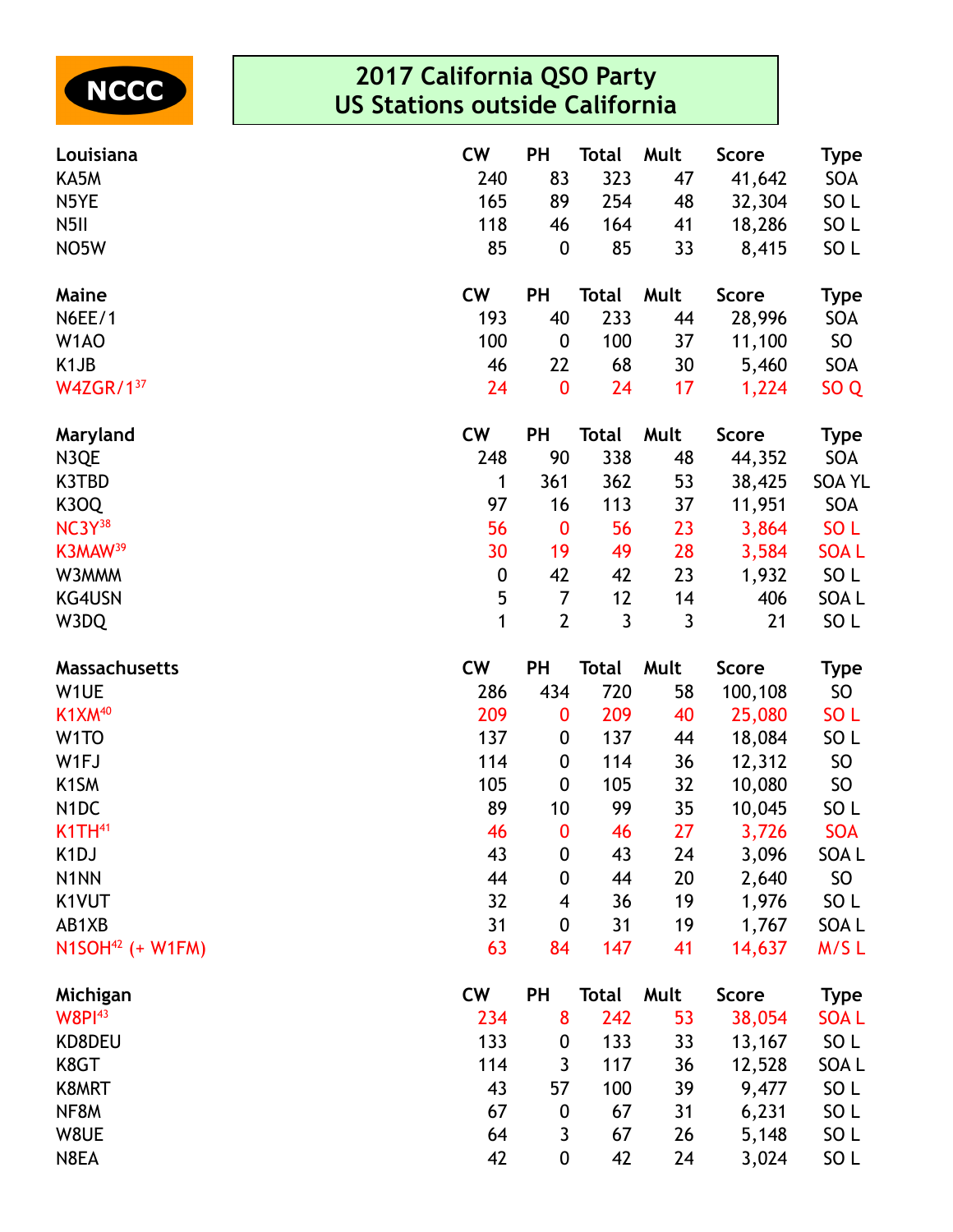NCCC

# 2017 California QSO Party
## US Stations outside California

| Louisiana | CW | PH | Total | Mult | Score | Type |
|---|---|---|---|---|---|---|
| KA5M | 240 | 83 | 323 | 47 | 41,642 | SOA |
| N5YE | 165 | 89 | 254 | 48 | 32,304 | SO L |
| N5II | 118 | 46 | 164 | 41 | 18,286 | SO L |
| NO5W | 85 | 0 | 85 | 33 | 8,415 | SO L |

| Maine | CW | PH | Total | Mult | Score | Type |
|---|---|---|---|---|---|---|
| N6EE/1 | 193 | 40 | 233 | 44 | 28,996 | SOA |
| W1AO | 100 | 0 | 100 | 37 | 11,100 | SO |
| K1JB | 46 | 22 | 68 | 30 | 5,460 | SOA |
| W4ZGR/1[37] | 24 | 0 | 24 | 17 | 1,224 | SO Q |

| Maryland | CW | PH | Total | Mult | Score | Type |
|---|---|---|---|---|---|---|
| N3QE | 248 | 90 | 338 | 48 | 44,352 | SOA |
| K3TBD | 1 | 361 | 362 | 53 | 38,425 | SOA YL |
| K3OQ | 97 | 16 | 113 | 37 | 11,951 | SOA |
| NC3Y[38] | 56 | 0 | 56 | 23 | 3,864 | SO L |
| K3MAW[39] | 30 | 19 | 49 | 28 | 3,584 | SOA L |
| W3MMM | 0 | 42 | 42 | 23 | 1,932 | SO L |
| KG4USN | 5 | 7 | 12 | 14 | 406 | SOA L |
| W3DQ | 1 | 2 | 3 | 3 | 21 | SO L |

| Massachusetts | CW | PH | Total | Mult | Score | Type |
|---|---|---|---|---|---|---|
| W1UE | 286 | 434 | 720 | 58 | 100,108 | SO |
| K1XM[40] | 209 | 0 | 209 | 40 | 25,080 | SO L |
| W1TO | 137 | 0 | 137 | 44 | 18,084 | SO L |
| W1FJ | 114 | 0 | 114 | 36 | 12,312 | SO |
| K1SM | 105 | 0 | 105 | 32 | 10,080 | SO |
| N1DC | 89 | 10 | 99 | 35 | 10,045 | SO L |
| K1TH[41] | 46 | 0 | 46 | 27 | 3,726 | SOA |
| K1DJ | 43 | 0 | 43 | 24 | 3,096 | SOA L |
| N1NN | 44 | 0 | 44 | 20 | 2,640 | SO |
| K1VUT | 32 | 4 | 36 | 19 | 1,976 | SO L |
| AB1XB | 31 | 0 | 31 | 19 | 1,767 | SOA L |
| N1SOH[42] (+ W1FM) | 63 | 84 | 147 | 41 | 14,637 | M/S L |

| Michigan | CW | PH | Total | Mult | Score | Type |
|---|---|---|---|---|---|---|
| W8PI[43] | 234 | 8 | 242 | 53 | 38,054 | SOA L |
| KD8DEU | 133 | 0 | 133 | 33 | 13,167 | SO L |
| K8GT | 114 | 3 | 117 | 36 | 12,528 | SOA L |
| K8MRT | 43 | 57 | 100 | 39 | 9,477 | SO L |
| NF8M | 67 | 0 | 67 | 31 | 6,231 | SO L |
| W8UE | 64 | 3 | 67 | 26 | 5,148 | SO L |
| N8EA | 42 | 0 | 42 | 24 | 3,024 | SO L |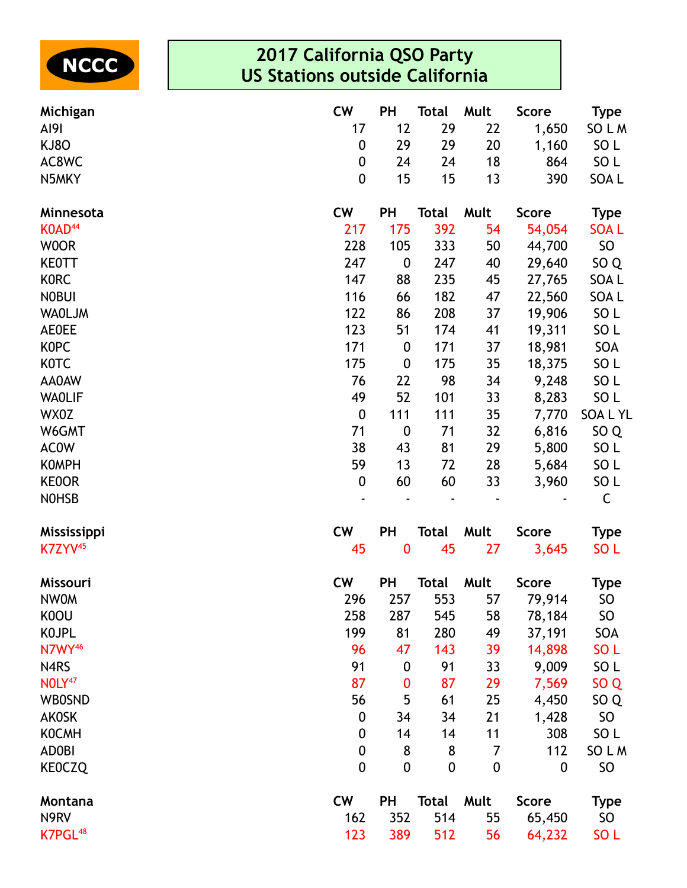NCCC

# 2017 California QSO Party
## US Stations outside California

| Michigan | CW | PH | Total | Mult | Score | Type |
|---|---|---|---|---|---|---|
| AI9I | 17 | 12 | 29 | 22 | 1,650 | SO L M |
| KJ8O | 0 | 29 | 29 | 20 | 1,160 | SO L |
| AC8WC | 0 | 24 | 24 | 18 | 864 | SO L |
| N5MKY | 0 | 15 | 15 | 13 | 390 | SOA L |

| Minnesota | CW | PH | Total | Mult | Score | Type |
|---|---|---|---|---|---|---|
| K0AD[44] | 217 | 175 | 392 | 54 | 54,054 | SOA L |
| W0OR | 228 | 105 | 333 | 50 | 44,700 | SO |
| KE0TT | 247 | 0 | 247 | 40 | 29,640 | SO Q |
| K0RC | 147 | 88 | 235 | 45 | 27,765 | SOA L |
| N0BUI | 116 | 66 | 182 | 47 | 22,560 | SOA L |
| WA0LJM | 122 | 86 | 208 | 37 | 19,906 | SO L |
| AE0EE | 123 | 51 | 174 | 41 | 19,311 | SO L |
| K0PC | 171 | 0 | 171 | 37 | 18,981 | SOA |
| K0TC | 175 | 0 | 175 | 35 | 18,375 | SO L |
| AA0AW | 76 | 22 | 98 | 34 | 9,248 | SO L |
| WA0LIF | 49 | 52 | 101 | 33 | 8,283 | SO L |
| WX0Z | 0 | 111 | 111 | 35 | 7,770 | SOA L YL |
| W6GMT | 71 | 0 | 71 | 32 | 6,816 | SO Q |
| AC0W | 38 | 43 | 81 | 29 | 5,800 | SO L |
| K0MPH | 59 | 13 | 72 | 28 | 5,684 | SO L |
| KE0OR | 0 | 60 | 60 | 33 | 3,960 | SO L |
| N0HSB | - | - | - | - | - | C |

| Mississippi | CW | PH | Total | Mult | Score | Type |
|---|---|---|---|---|---|---|
| K7ZYV[45] | 45 | 0 | 45 | 27 | 3,645 | SO L |

| Missouri | CW | PH | Total | Mult | Score | Type |
|---|---|---|---|---|---|---|
| NW0M | 296 | 257 | 553 | 57 | 79,914 | SO |
| K0OU | 258 | 287 | 545 | 58 | 78,184 | SO |
| K0JPL | 199 | 81 | 280 | 49 | 37,191 | SOA |
| N7WY[46] | 96 | 47 | 143 | 39 | 14,898 | SO L |
| N4RS | 91 | 0 | 91 | 33 | 9,009 | SO L |
| N0LY[47] | 87 | 0 | 87 | 29 | 7,569 | SO Q |
| WB0SND | 56 | 5 | 61 | 25 | 4,450 | SO Q |
| AK0SK | 0 | 34 | 34 | 21 | 1,428 | SO |
| K0CMH | 0 | 14 | 14 | 11 | 308 | SO L |
| AD0BI | 0 | 8 | 8 | 7 | 112 | SO L M |
| KE0CZQ | 0 | 0 | 0 | 0 | 0 | SO |

| Montana | CW | PH | Total | Mult | Score | Type |
|---|---|---|---|---|---|---|
| N9RV | 162 | 352 | 514 | 55 | 65,450 | SO |
| K7PGL[48] | 123 | 389 | 512 | 56 | 64,232 | SO L |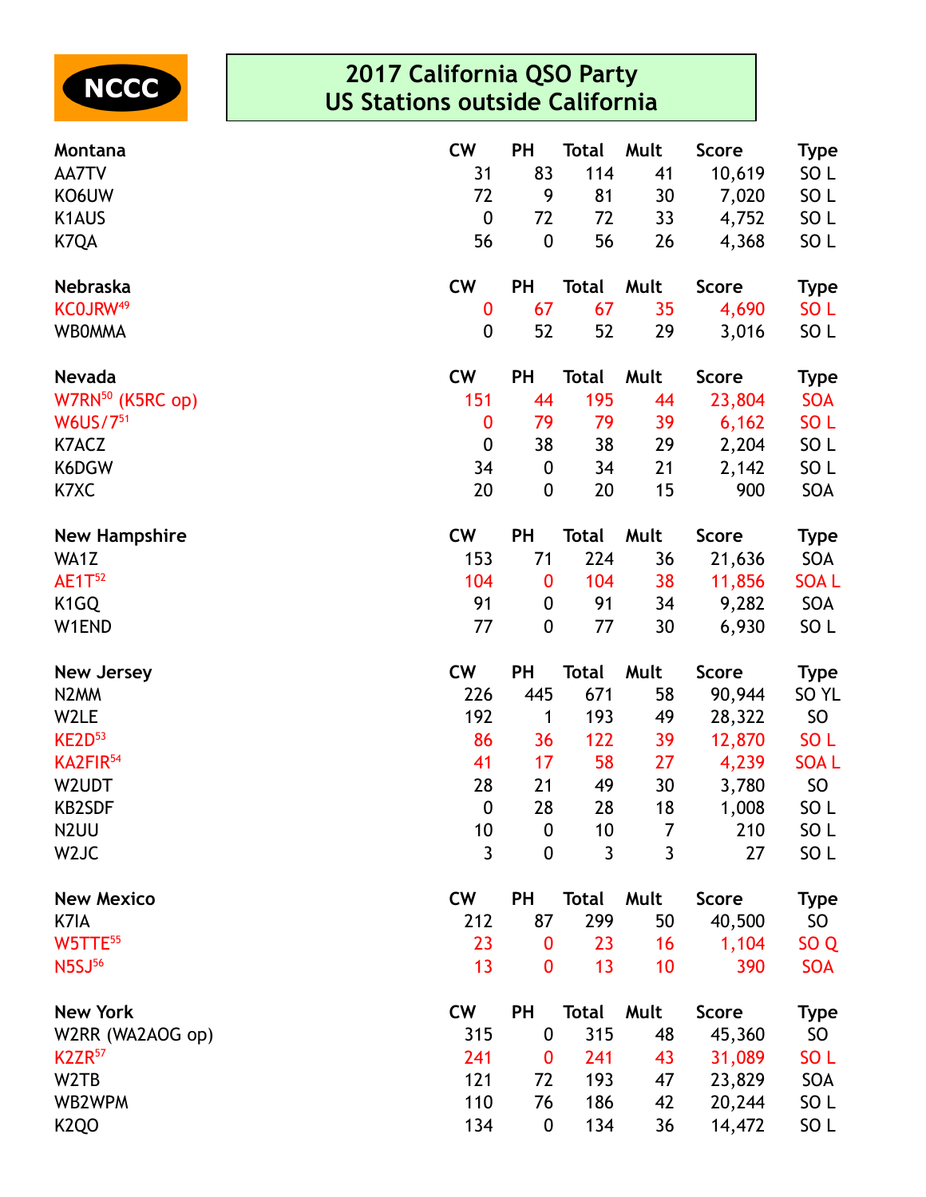NCCC

# 2017 California QSO Party
## US Stations outside California

| Montana | CW | PH | Total | Mult | Score | Type |
|---|---|---|---|---|---|---|
| AA7TV | 31 | 83 | 114 | 41 | 10,619 | SO L |
| KO6UW | 72 | 9 | 81 | 30 | 7,020 | SO L |
| K1AUS | 0 | 72 | 72 | 33 | 4,752 | SO L |
| K7QA | 56 | 0 | 56 | 26 | 4,368 | SO L |

| Nebraska | CW | PH | Total | Mult | Score | Type |
|---|---|---|---|---|---|---|
| KC0JRW[49] | 0 | 67 | 67 | 35 | 4,690 | SO L |
| WB0MMA | 0 | 52 | 52 | 29 | 3,016 | SO L |

| Nevada | CW | PH | Total | Mult | Score | Type |
|---|---|---|---|---|---|---|
| W7RN[50] (K5RC op) | 151 | 44 | 195 | 44 | 23,804 | SOA |
| W6US/7[51] | 0 | 79 | 79 | 39 | 6,162 | SO L |
| K7ACZ | 0 | 38 | 38 | 29 | 2,204 | SO L |
| K6DGW | 34 | 0 | 34 | 21 | 2,142 | SO L |
| K7XC | 20 | 0 | 20 | 15 | 900 | SOA |

| New Hampshire | CW | PH | Total | Mult | Score | Type |
|---|---|---|---|---|---|---|
| WA1Z | 153 | 71 | 224 | 36 | 21,636 | SOA |
| AE1T[52] | 104 | 0 | 104 | 38 | 11,856 | SOA L |
| K1GQ | 91 | 0 | 91 | 34 | 9,282 | SOA |
| W1END | 77 | 0 | 77 | 30 | 6,930 | SO L |

| New Jersey | CW | PH | Total | Mult | Score | Type |
|---|---|---|---|---|---|---|
| N2MM | 226 | 445 | 671 | 58 | 90,944 | SO YL |
| W2LE | 192 | 1 | 193 | 49 | 28,322 | SO |
| KE2D[53] | 86 | 36 | 122 | 39 | 12,870 | SO L |
| KA2FIR[54] | 41 | 17 | 58 | 27 | 4,239 | SOA L |
| W2UDT | 28 | 21 | 49 | 30 | 3,780 | SO |
| KB2SDF | 0 | 28 | 28 | 18 | 1,008 | SO L |
| N2UU | 10 | 0 | 10 | 7 | 210 | SO L |
| W2JC | 3 | 0 | 3 | 3 | 27 | SO L |

| New Mexico | CW | PH | Total | Mult | Score | Type |
|---|---|---|---|---|---|---|
| K7IA | 212 | 87 | 299 | 50 | 40,500 | SO |
| W5TTE[55] | 23 | 0 | 23 | 16 | 1,104 | SO Q |
| N5SJ[56] | 13 | 0 | 13 | 10 | 390 | SOA |

| New York | CW | PH | Total | Mult | Score | Type |
|---|---|---|---|---|---|---|
| W2RR (WA2AOG op) | 315 | 0 | 315 | 48 | 45,360 | SO |
| K2ZR[57] | 241 | 0 | 241 | 43 | 31,089 | SO L |
| W2TB | 121 | 72 | 193 | 47 | 23,829 | SOA |
| WB2WPM | 110 | 76 | 186 | 42 | 20,244 | SO L |
| K2QO | 134 | 0 | 134 | 36 | 14,472 | SO L |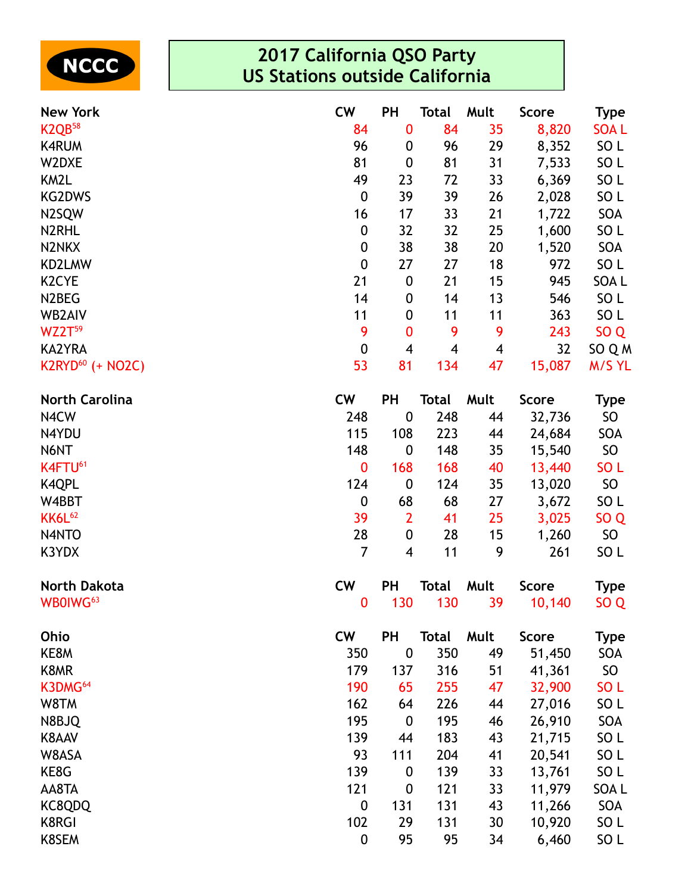NCCC

# 2017 California QSO Party
## US Stations outside California

| New York | CW | PH | Total | Mult | Score | Type |
|---|---|---|---|---|---|---|
| K2QB[58] | 84 | 0 | 84 | 35 | 8,820 | SOA L |
| K4RUM | 96 | 0 | 96 | 29 | 8,352 | SO L |
| W2DXE | 81 | 0 | 81 | 31 | 7,533 | SO L |
| KM2L | 49 | 23 | 72 | 33 | 6,369 | SO L |
| KG2DWS | 0 | 39 | 39 | 26 | 2,028 | SO L |
| N2SQW | 16 | 17 | 33 | 21 | 1,722 | SOA |
| N2RHL | 0 | 32 | 32 | 25 | 1,600 | SO L |
| N2NKX | 0 | 38 | 38 | 20 | 1,520 | SOA |
| KD2LMW | 0 | 27 | 27 | 18 | 972 | SO L |
| K2CYE | 21 | 0 | 21 | 15 | 945 | SOA L |
| N2BEG | 14 | 0 | 14 | 13 | 546 | SO L |
| WB2AIV | 11 | 0 | 11 | 11 | 363 | SO L |
| WZ2T[59] | 9 | 0 | 9 | 9 | 243 | SO Q |
| KA2YRA | 0 | 4 | 4 | 4 | 32 | SO Q M |
| K2RYD[60] (+ NO2C) | 53 | 81 | 134 | 47 | 15,087 | M/S YL |

| North Carolina | CW | PH | Total | Mult | Score | Type |
|---|---|---|---|---|---|---|
| N4CW | 248 | 0 | 248 | 44 | 32,736 | SO |
| N4YDU | 115 | 108 | 223 | 44 | 24,684 | SOA |
| N6NT | 148 | 0 | 148 | 35 | 15,540 | SO |
| K4FTU[61] | 0 | 168 | 168 | 40 | 13,440 | SO L |
| K4QPL | 124 | 0 | 124 | 35 | 13,020 | SO |
| W4BBT | 0 | 68 | 68 | 27 | 3,672 | SO L |
| KK6L[62] | 39 | 2 | 41 | 25 | 3,025 | SO Q |
| N4NTO | 28 | 0 | 28 | 15 | 1,260 | SO |
| K3YDX | 7 | 4 | 11 | 9 | 261 | SO L |

| North Dakota | CW | PH | Total | Mult | Score | Type |
|---|---|---|---|---|---|---|
| WB0IWG[63] | 0 | 130 | 130 | 39 | 10,140 | SO Q |

| Ohio | CW | PH | Total | Mult | Score | Type |
|---|---|---|---|---|---|---|
| KE8M | 350 | 0 | 350 | 49 | 51,450 | SOA |
| K8MR | 179 | 137 | 316 | 51 | 41,361 | SO |
| K3DMG[64] | 190 | 65 | 255 | 47 | 32,900 | SO L |
| W8TM | 162 | 64 | 226 | 44 | 27,016 | SO L |
| N8BJQ | 195 | 0 | 195 | 46 | 26,910 | SOA |
| K8AAV | 139 | 44 | 183 | 43 | 21,715 | SO L |
| W8ASA | 93 | 111 | 204 | 41 | 20,541 | SO L |
| KE8G | 139 | 0 | 139 | 33 | 13,761 | SO L |
| AA8TA | 121 | 0 | 121 | 33 | 11,979 | SOA L |
| KC8QDQ | 0 | 131 | 131 | 43 | 11,266 | SOA |
| K8RGI | 102 | 29 | 131 | 30 | 10,920 | SO L |
| K8SEM | 0 | 95 | 95 | 34 | 6,460 | SO L |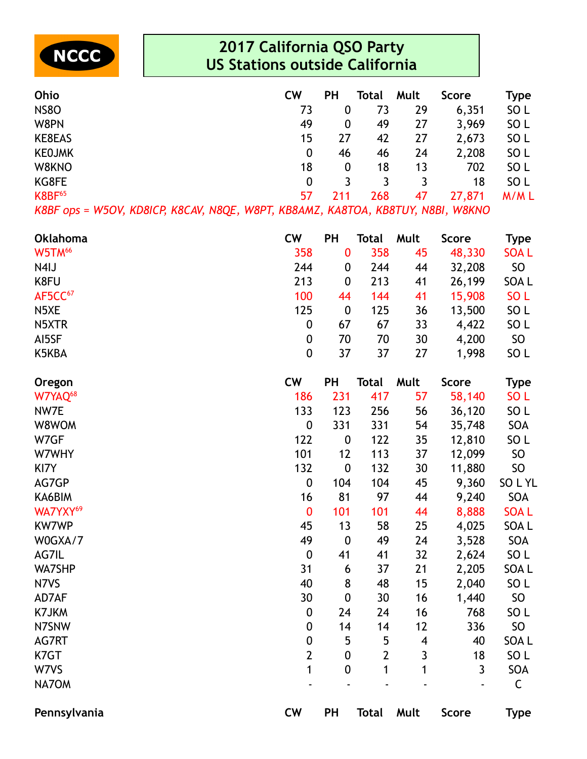NCCC

# 2017 California QSO Party
## US Stations outside California

| Ohio | CW | PH | Total | Mult | Score | Type |
|---|---|---|---|---|---|---|
| NS8O | 73 | 0 | 73 | 29 | 6,351 | SO L |
| W8PN | 49 | 0 | 49 | 27 | 3,969 | SO L |
| KE8EAS | 15 | 27 | 42 | 27 | 2,673 | SO L |
| KE0JMK | 0 | 46 | 46 | 24 | 2,208 | SO L |
| W8KNO | 18 | 0 | 18 | 13 | 702 | SO L |
| KG8FE | 0 | 3 | 3 | 3 | 18 | SO L |
| K8BF[65] | 57 | 211 | 268 | 47 | 27,871 | M/M L |

*K8BF ops = W5OV, KD8ICP, K8CAV, N8QE, W8PT, KB8AMZ, KA8TOA, KB8TUY, N8BI, W8KNO*

| Oklahoma | CW | PH | Total | Mult | Score | Type |
|---|---|---|---|---|---|---|
| W5TM[66] | 358 | 0 | 358 | 45 | 48,330 | SOA L |
| N4IJ | 244 | 0 | 244 | 44 | 32,208 | SO |
| K8FU | 213 | 0 | 213 | 41 | 26,199 | SOA L |
| AF5CC[67] | 100 | 44 | 144 | 41 | 15,908 | SO L |
| N5XE | 125 | 0 | 125 | 36 | 13,500 | SO L |
| N5XTR | 0 | 67 | 67 | 33 | 4,422 | SO L |
| AI5SF | 0 | 70 | 70 | 30 | 4,200 | SO |
| K5KBA | 0 | 37 | 37 | 27 | 1,998 | SO L |

| Oregon | CW | PH | Total | Mult | Score | Type |
|---|---|---|---|---|---|---|
| W7YAQ[68] | 186 | 231 | 417 | 57 | 58,140 | SO L |
| NW7E | 133 | 123 | 256 | 56 | 36,120 | SO L |
| W8WOM | 0 | 331 | 331 | 54 | 35,748 | SOA |
| W7GF | 122 | 0 | 122 | 35 | 12,810 | SO L |
| W7WHY | 101 | 12 | 113 | 37 | 12,099 | SO |
| KI7Y | 132 | 0 | 132 | 30 | 11,880 | SO |
| AG7GP | 0 | 104 | 104 | 45 | 9,360 | SO L YL |
| KA6BIM | 16 | 81 | 97 | 44 | 9,240 | SOA |
| WA7YXY[69] | 0 | 101 | 101 | 44 | 8,888 | SOA L |
| KW7WP | 45 | 13 | 58 | 25 | 4,025 | SOA L |
| W0GXA/7 | 49 | 0 | 49 | 24 | 3,528 | SOA |
| AG7IL | 0 | 41 | 41 | 32 | 2,624 | SO L |
| WA7SHP | 31 | 6 | 37 | 21 | 2,205 | SOA L |
| N7VS | 40 | 8 | 48 | 15 | 2,040 | SO L |
| AD7AF | 30 | 0 | 30 | 16 | 1,440 | SO |
| K7JKM | 0 | 24 | 24 | 16 | 768 | SO L |
| N7SNW | 0 | 14 | 14 | 12 | 336 | SO |
| AG7RT | 0 | 5 | 5 | 4 | 40 | SOA L |
| K7GT | 2 | 0 | 2 | 3 | 18 | SO L |
| W7VS | 1 | 0 | 1 | 1 | 3 | SOA |
| NA7OM | - | - | - | - | - | C |

| Pennsylvania | CW | PH | Total | Mult | Score | Type |
|---|---|---|---|---|---|---|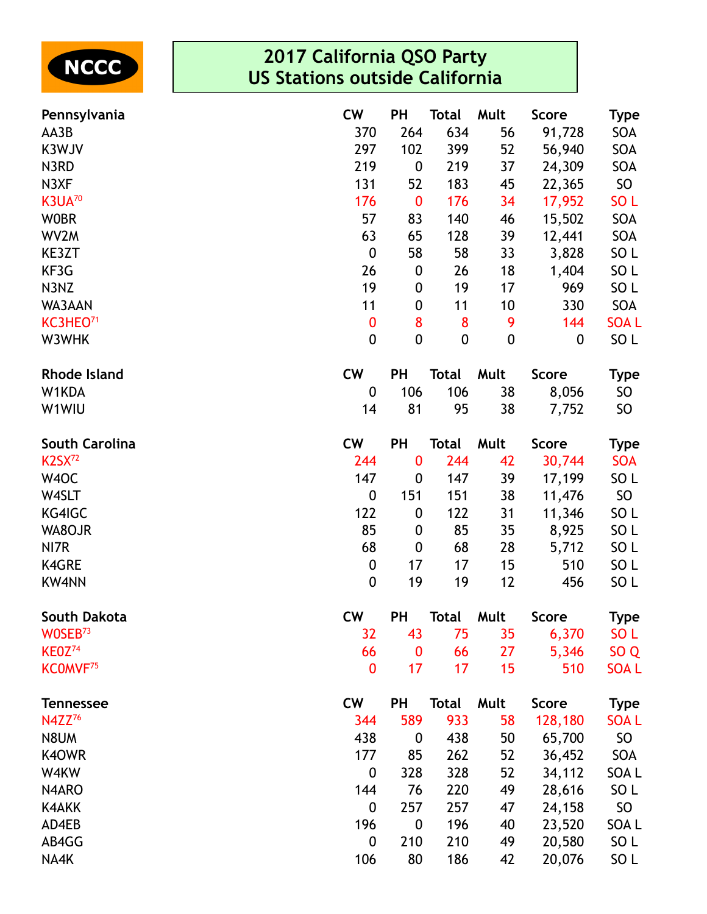NCCC

# 2017 California QSO Party
## US Stations outside California

| Pennsylvania | CW | PH | Total | Mult | Score | Type |
|---|---|---|---|---|---|---|
| AA3B | 370 | 264 | 634 | 56 | 91,728 | SOA |
| K3WJV | 297 | 102 | 399 | 52 | 56,940 | SOA |
| N3RD | 219 | 0 | 219 | 37 | 24,309 | SOA |
| N3XF | 131 | 52 | 183 | 45 | 22,365 | SO |
| K3UA[70] | 176 | 0 | 176 | 34 | 17,952 | SO L |
| W0BR | 57 | 83 | 140 | 46 | 15,502 | SOA |
| WV2M | 63 | 65 | 128 | 39 | 12,441 | SOA |
| KE3ZT | 0 | 58 | 58 | 33 | 3,828 | SO L |
| KF3G | 26 | 0 | 26 | 18 | 1,404 | SO L |
| N3NZ | 19 | 0 | 19 | 17 | 969 | SO L |
| WA3AAN | 11 | 0 | 11 | 10 | 330 | SOA |
| KC3HEO[71] | 0 | 8 | 8 | 9 | 144 | SOA L |
| W3WHK | 0 | 0 | 0 | 0 | 0 | SO L |

| Rhode Island | CW | PH | Total | Mult | Score | Type |
|---|---|---|---|---|---|---|
| W1KDA | 0 | 106 | 106 | 38 | 8,056 | SO |
| W1WIU | 14 | 81 | 95 | 38 | 7,752 | SO |

| South Carolina | CW | PH | Total | Mult | Score | Type |
|---|---|---|---|---|---|---|
| K2SX[72] | 244 | 0 | 244 | 42 | 30,744 | SOA |
| W4OC | 147 | 0 | 147 | 39 | 17,199 | SO L |
| W4SLT | 0 | 151 | 151 | 38 | 11,476 | SO |
| KG4IGC | 122 | 0 | 122 | 31 | 11,346 | SO L |
| WA8OJR | 85 | 0 | 85 | 35 | 8,925 | SO L |
| NI7R | 68 | 0 | 68 | 28 | 5,712 | SO L |
| K4GRE | 0 | 17 | 17 | 15 | 510 | SO L |
| KW4NN | 0 | 19 | 19 | 12 | 456 | SO L |

| South Dakota | CW | PH | Total | Mult | Score | Type |
|---|---|---|---|---|---|---|
| W0SEB[73] | 32 | 43 | 75 | 35 | 6,370 | SO L |
| KE0Z[74] | 66 | 0 | 66 | 27 | 5,346 | SO Q |
| KC0MVF[75] | 0 | 17 | 17 | 15 | 510 | SOA L |

| Tennessee | CW | PH | Total | Mult | Score | Type |
|---|---|---|---|---|---|---|
| N4ZZ[76] | 344 | 589 | 933 | 58 | 128,180 | SOA L |
| N8UM | 438 | 0 | 438 | 50 | 65,700 | SO |
| K4OWR | 177 | 85 | 262 | 52 | 36,452 | SOA |
| W4KW | 0 | 328 | 328 | 52 | 34,112 | SOA L |
| N4ARO | 144 | 76 | 220 | 49 | 28,616 | SO L |
| K4AKK | 0 | 257 | 257 | 47 | 24,158 | SO |
| AD4EB | 196 | 0 | 196 | 40 | 23,520 | SOA L |
| AB4GG | 0 | 210 | 210 | 49 | 20,580 | SO L |
| NA4K | 106 | 80 | 186 | 42 | 20,076 | SO L |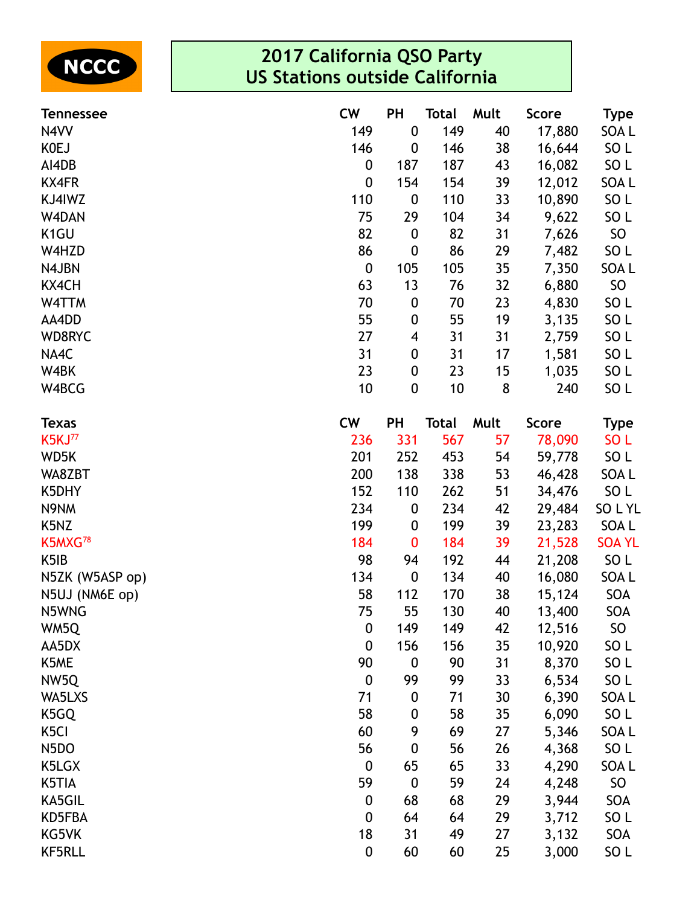NCCC

# 2017 California QSO Party
# US Stations outside California

| Tennessee | CW | PH | Total | Mult | Score | Type |
|---|---|---|---|---|---|---|
| N4VV | 149 | 0 | 149 | 40 | 17,880 | SOA L |
| K0EJ | 146 | 0 | 146 | 38 | 16,644 | SO L |
| AI4DB | 0 | 187 | 187 | 43 | 16,082 | SO L |
| KX4FR | 0 | 154 | 154 | 39 | 12,012 | SOA L |
| KJ4IWZ | 110 | 0 | 110 | 33 | 10,890 | SO L |
| W4DAN | 75 | 29 | 104 | 34 | 9,622 | SO L |
| K1GU | 82 | 0 | 82 | 31 | 7,626 | SO |
| W4HZD | 86 | 0 | 86 | 29 | 7,482 | SO L |
| N4JBN | 0 | 105 | 105 | 35 | 7,350 | SOA L |
| KX4CH | 63 | 13 | 76 | 32 | 6,880 | SO |
| W4TTM | 70 | 0 | 70 | 23 | 4,830 | SO L |
| AA4DD | 55 | 0 | 55 | 19 | 3,135 | SO L |
| WD8RYC | 27 | 4 | 31 | 31 | 2,759 | SO L |
| NA4C | 31 | 0 | 31 | 17 | 1,581 | SO L |
| W4BK | 23 | 0 | 23 | 15 | 1,035 | SO L |
| W4BCG | 10 | 0 | 10 | 8 | 240 | SO L |

| Texas | CW | PH | Total | Mult | Score | Type |
|---|---|---|---|---|---|---|
| K5KJ[77] | 236 | 331 | 567 | 57 | 78,090 | SO L |
| WD5K | 201 | 252 | 453 | 54 | 59,778 | SO L |
| WA8ZBT | 200 | 138 | 338 | 53 | 46,428 | SOA L |
| K5DHY | 152 | 110 | 262 | 51 | 34,476 | SO L |
| N9NM | 234 | 0 | 234 | 42 | 29,484 | SO L YL |
| K5NZ | 199 | 0 | 199 | 39 | 23,283 | SOA L |
| K5MXG[78] | 184 | 0 | 184 | 39 | 21,528 | SOA YL |
| K5IB | 98 | 94 | 192 | 44 | 21,208 | SO L |
| N5ZK (W5ASP op) | 134 | 0 | 134 | 40 | 16,080 | SOA L |
| N5UJ (NM6E op) | 58 | 112 | 170 | 38 | 15,124 | SOA |
| N5WNG | 75 | 55 | 130 | 40 | 13,400 | SOA |
| WM5Q | 0 | 149 | 149 | 42 | 12,516 | SO |
| AA5DX | 0 | 156 | 156 | 35 | 10,920 | SO L |
| K5ME | 90 | 0 | 90 | 31 | 8,370 | SO L |
| NW5Q | 0 | 99 | 99 | 33 | 6,534 | SO L |
| WA5LXS | 71 | 0 | 71 | 30 | 6,390 | SOA L |
| K5GQ | 58 | 0 | 58 | 35 | 6,090 | SO L |
| K5CI | 60 | 9 | 69 | 27 | 5,346 | SOA L |
| N5DO | 56 | 0 | 56 | 26 | 4,368 | SO L |
| K5LGX | 0 | 65 | 65 | 33 | 4,290 | SOA L |
| K5TIA | 59 | 0 | 59 | 24 | 4,248 | SO |
| KA5GIL | 0 | 68 | 68 | 29 | 3,944 | SOA |
| KD5FBA | 0 | 64 | 64 | 29 | 3,712 | SO L |
| KG5VK | 18 | 31 | 49 | 27 | 3,132 | SOA |
| KF5RLL | 0 | 60 | 60 | 25 | 3,000 | SO L |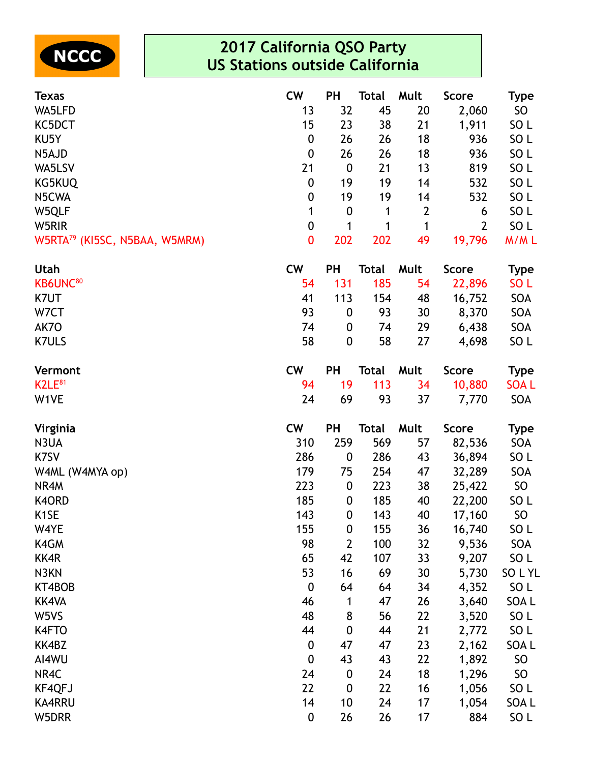NCCC

# 2017 California QSO Party
# US Stations outside California

| Texas | CW | PH | Total | Mult | Score | Type |
|---|---|---|---|---|---|---|
| WA5LFD | 13 | 32 | 45 | 20 | 2,060 | SO |
| KC5DCT | 15 | 23 | 38 | 21 | 1,911 | SO L |
| KU5Y | 0 | 26 | 26 | 18 | 936 | SO L |
| N5AJD | 0 | 26 | 26 | 18 | 936 | SO L |
| WA5LSV | 21 | 0 | 21 | 13 | 819 | SO L |
| KG5KUQ | 0 | 19 | 19 | 14 | 532 | SO L |
| N5CWA | 0 | 19 | 19 | 14 | 532 | SO L |
| W5QLF | 1 | 0 | 1 | 2 | 6 | SO L |
| W5RIR | 0 | 1 | 1 | 1 | 2 | SO L |
| W5RTA[79] (KI5SC, N5BAA, W5MRM) | 0 | 202 | 202 | 49 | 19,796 | M/M L |

| Utah | CW | PH | Total | Mult | Score | Type |
|---|---|---|---|---|---|---|
| KB6UNC[80] | 54 | 131 | 185 | 54 | 22,896 | SO L |
| K7UT | 41 | 113 | 154 | 48 | 16,752 | SOA |
| W7CT | 93 | 0 | 93 | 30 | 8,370 | SOA |
| AK7O | 74 | 0 | 74 | 29 | 6,438 | SOA |
| K7ULS | 58 | 0 | 58 | 27 | 4,698 | SO L |

| Vermont | CW | PH | Total | Mult | Score | Type |
|---|---|---|---|---|---|---|
| K2LE[81] | 94 | 19 | 113 | 34 | 10,880 | SOA L |
| W1VE | 24 | 69 | 93 | 37 | 7,770 | SOA |

| Virginia | CW | PH | Total | Mult | Score | Type |
|---|---|---|---|---|---|---|
| N3UA | 310 | 259 | 569 | 57 | 82,536 | SOA |
| K7SV | 286 | 0 | 286 | 43 | 36,894 | SO L |
| W4ML (W4MYA op) | 179 | 75 | 254 | 47 | 32,289 | SOA |
| NR4M | 223 | 0 | 223 | 38 | 25,422 | SO |
| K4ORD | 185 | 0 | 185 | 40 | 22,200 | SO L |
| K1SE | 143 | 0 | 143 | 40 | 17,160 | SO |
| W4YE | 155 | 0 | 155 | 36 | 16,740 | SO L |
| K4GM | 98 | 2 | 100 | 32 | 9,536 | SOA |
| KK4R | 65 | 42 | 107 | 33 | 9,207 | SO L |
| N3KN | 53 | 16 | 69 | 30 | 5,730 | SO L YL |
| KT4BOB | 0 | 64 | 64 | 34 | 4,352 | SO L |
| KK4VA | 46 | 1 | 47 | 26 | 3,640 | SOA L |
| W5VS | 48 | 8 | 56 | 22 | 3,520 | SO L |
| K4FTO | 44 | 0 | 44 | 21 | 2,772 | SO L |
| KK4BZ | 0 | 47 | 47 | 23 | 2,162 | SOA L |
| AI4WU | 0 | 43 | 43 | 22 | 1,892 | SO |
| NR4C | 24 | 0 | 24 | 18 | 1,296 | SO |
| KF4QFJ | 22 | 0 | 22 | 16 | 1,056 | SO L |
| KA4RRU | 14 | 10 | 24 | 17 | 1,054 | SOA L |
| W5DRR | 0 | 26 | 26 | 17 | 884 | SO L |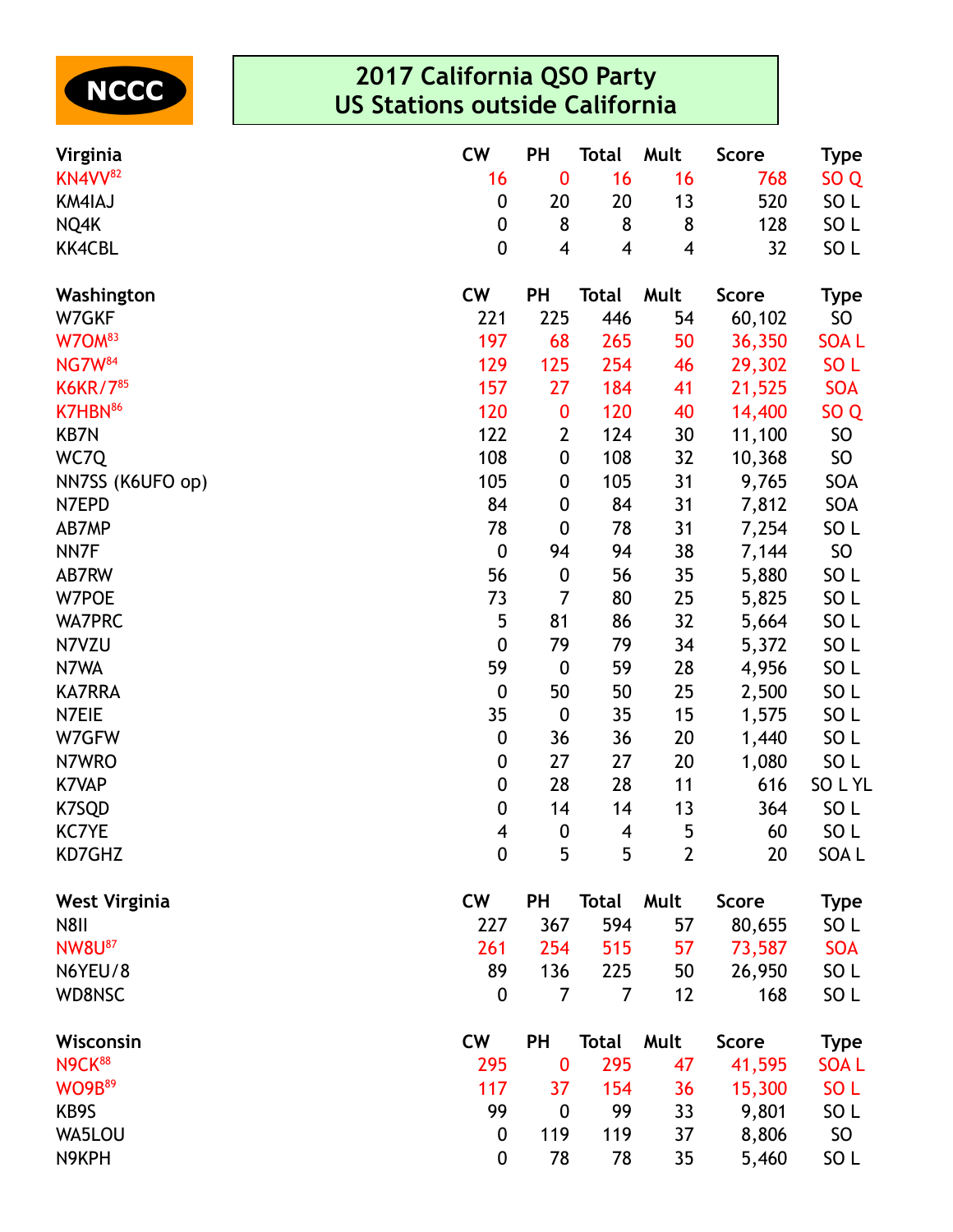NCCC

# 2017 California QSO Party
## US Stations outside California

| Virginia | CW | PH | Total | Mult | Score | Type |
|---|---|---|---|---|---|---|
| KN4VV[82] | 16 | 0 | 16 | 16 | 768 | SO Q |
| KM4IAJ | 0 | 20 | 20 | 13 | 520 | SO L |
| NQ4K | 0 | 8 | 8 | 8 | 128 | SO L |
| KK4CBL | 0 | 4 | 4 | 4 | 32 | SO L |

| Washington | CW | PH | Total | Mult | Score | Type |
|---|---|---|---|---|---|---|
| W7GKF | 221 | 225 | 446 | 54 | 60,102 | SO |
| W7OM[83] | 197 | 68 | 265 | 50 | 36,350 | SOA L |
| NG7W[84] | 129 | 125 | 254 | 46 | 29,302 | SO L |
| K6KR/7[85] | 157 | 27 | 184 | 41 | 21,525 | SOA |
| K7HBN[86] | 120 | 0 | 120 | 40 | 14,400 | SO Q |
| KB7N | 122 | 2 | 124 | 30 | 11,100 | SO |
| WC7Q | 108 | 0 | 108 | 32 | 10,368 | SO |
| NN7SS (K6UFO op) | 105 | 0 | 105 | 31 | 9,765 | SOA |
| N7EPD | 84 | 0 | 84 | 31 | 7,812 | SOA |
| AB7MP | 78 | 0 | 78 | 31 | 7,254 | SO L |
| NN7F | 0 | 94 | 94 | 38 | 7,144 | SO |
| AB7RW | 56 | 0 | 56 | 35 | 5,880 | SO L |
| W7POE | 73 | 7 | 80 | 25 | 5,825 | SO L |
| WA7PRC | 5 | 81 | 86 | 32 | 5,664 | SO L |
| N7VZU | 0 | 79 | 79 | 34 | 5,372 | SO L |
| N7WA | 59 | 0 | 59 | 28 | 4,956 | SO L |
| KA7RRA | 0 | 50 | 50 | 25 | 2,500 | SO L |
| N7EIE | 35 | 0 | 35 | 15 | 1,575 | SO L |
| W7GFW | 0 | 36 | 36 | 20 | 1,440 | SO L |
| N7WRO | 0 | 27 | 27 | 20 | 1,080 | SO L |
| K7VAP | 0 | 28 | 28 | 11 | 616 | SO L YL |
| K7SQD | 0 | 14 | 14 | 13 | 364 | SO L |
| KC7YE | 4 | 0 | 4 | 5 | 60 | SO L |
| KD7GHZ | 0 | 5 | 5 | 2 | 20 | SOA L |

| West Virginia | CW | PH | Total | Mult | Score | Type |
|---|---|---|---|---|---|---|
| N8II | 227 | 367 | 594 | 57 | 80,655 | SO L |
| NW8U[87] | 261 | 254 | 515 | 57 | 73,587 | SOA |
| N6YEU/8 | 89 | 136 | 225 | 50 | 26,950 | SO L |
| WD8NSC | 0 | 7 | 7 | 12 | 168 | SO L |

| Wisconsin | CW | PH | Total | Mult | Score | Type |
|---|---|---|---|---|---|---|
| N9CK[88] | 295 | 0 | 295 | 47 | 41,595 | SOA L |
| WO9B[89] | 117 | 37 | 154 | 36 | 15,300 | SO L |
| KB9S | 99 | 0 | 99 | 33 | 9,801 | SO L |
| WA5LOU | 0 | 119 | 119 | 37 | 8,806 | SO |
| N9KPH | 0 | 78 | 78 | 35 | 5,460 | SO L |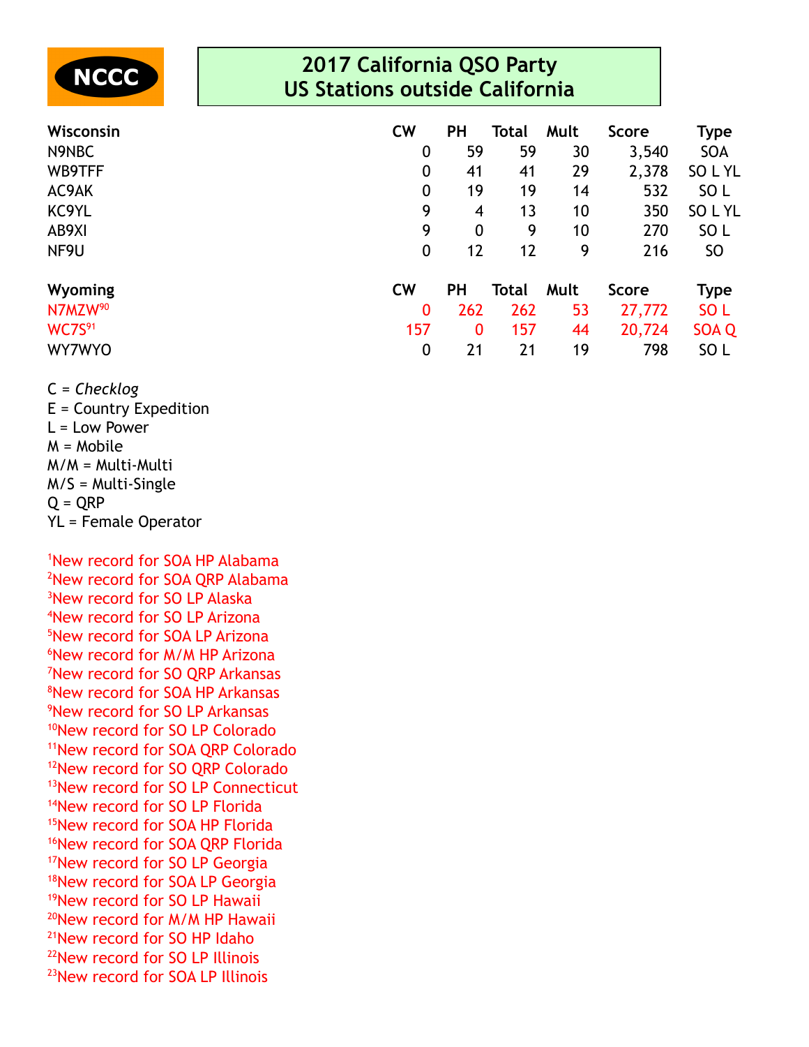NCCC

# 2017 California QSO Party
## US Stations outside California

| Wisconsin | CW | PH | Total | Mult | Score | Type |
|---|---|---|---|---|---|---|
| N9NBC | 0 | 59 | 59 | 30 | 3,540 | SOA |
| WB9TFF | 0 | 41 | 41 | 29 | 2,378 | SO L YL |
| AC9AK | 0 | 19 | 19 | 14 | 532 | SO L |
| KC9YL | 9 | 4 | 13 | 10 | 350 | SO L YL |
| AB9XI | 9 | 0 | 9 | 10 | 270 | SO L |
| NF9U | 0 | 12 | 12 | 9 | 216 | SO |

| Wyoming | CW | PH | Total | Mult | Score | Type |
|---|---|---|---|---|---|---|
| N7MZW[90] | 0 | 262 | 262 | 53 | 27,772 | SO L |
| WC7S[91] | 157 | 0 | 157 | 44 | 20,724 | SOA Q |
| WY7WYO | 0 | 21 | 21 | 19 | 798 | SO L |

C = *Checklog*
E = Country Expedition
L = Low Power
M = Mobile
M/M = Multi-Multi
M/S = Multi-Single
Q = QRP
YL = Female Operator

[1]New record for SOA HP Alabama
[2]New record for SOA QRP Alabama
[3]New record for SO LP Alaska
[4]New record for SO LP Arizona
[5]New record for SOA LP Arizona
[6]New record for M/M HP Arizona
[7]New record for SO QRP Arkansas
[8]New record for SOA HP Arkansas
[9]New record for SO LP Arkansas
[10]New record for SO LP Colorado
[11]New record for SOA QRP Colorado
[12]New record for SO QRP Colorado
[13]New record for SO LP Connecticut
[14]New record for SO LP Florida
[15]New record for SOA HP Florida
[16]New record for SOA QRP Florida
[17]New record for SO LP Georgia
[18]New record for SOA LP Georgia
[19]New record for SO LP Hawaii
[20]New record for M/M HP Hawaii
[21]New record for SO HP Idaho
[22]New record for SO LP Illinois
[23]New record for SOA LP Illinois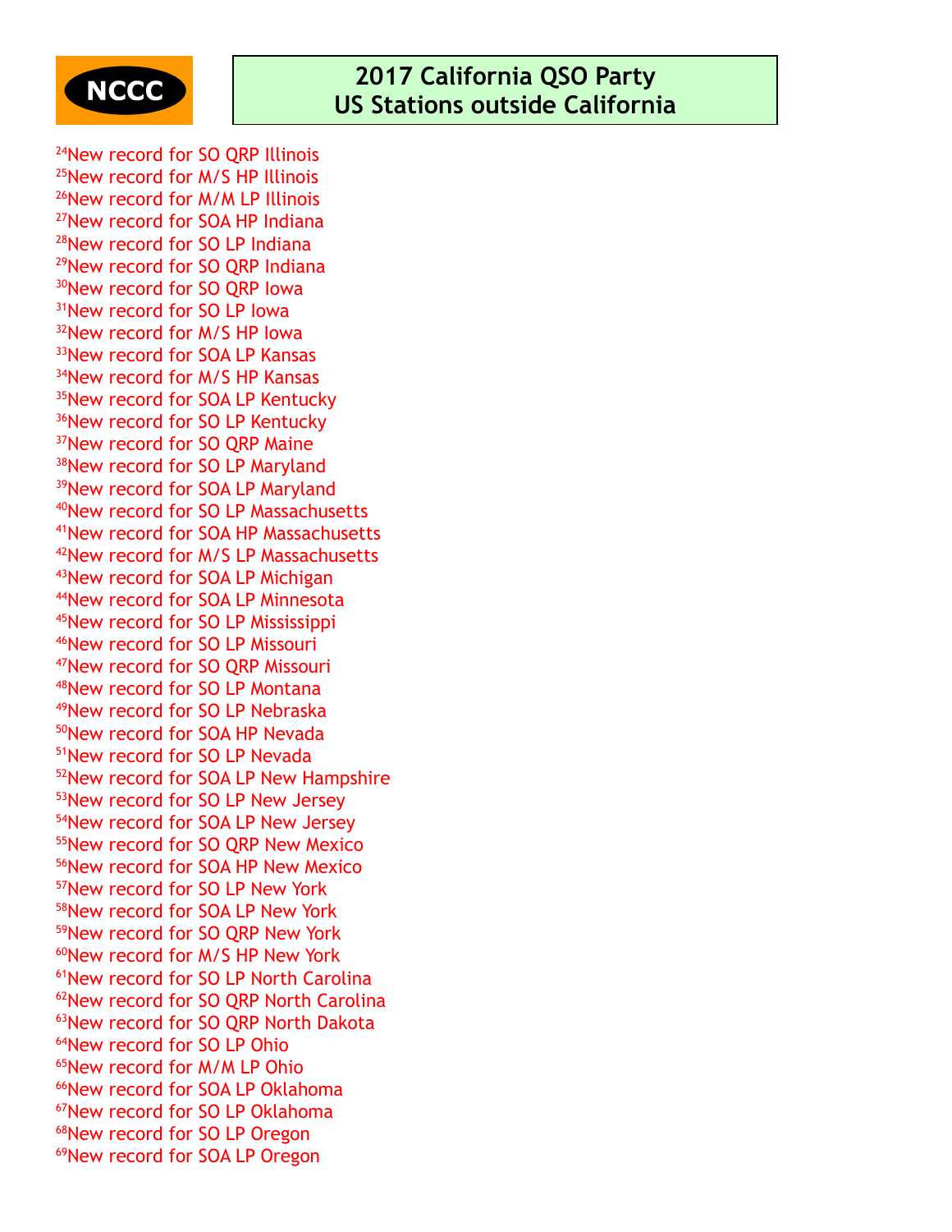NCCC

# 2017 California QSO Party
## US Stations outside California

[24]New record for SO QRP Illinois
[25]New record for M/S HP Illinois
[26]New record for M/M LP Illinois
[27]New record for SOA HP Indiana
[28]New record for SO LP Indiana
[29]New record for SO QRP Indiana
[30]New record for SO QRP Iowa
[31]New record for SO LP Iowa
[32]New record for M/S HP Iowa
[33]New record for SOA LP Kansas
[34]New record for M/S HP Kansas
[35]New record for SOA LP Kentucky
[36]New record for SO LP Kentucky
[37]New record for SO QRP Maine
[38]New record for SO LP Maryland
[39]New record for SOA LP Maryland
[40]New record for SO LP Massachusetts
[41]New record for SOA HP Massachusetts
[42]New record for M/S LP Massachusetts
[43]New record for SOA LP Michigan
[44]New record for SOA LP Minnesota
[45]New record for SO LP Mississippi
[46]New record for SO LP Missouri
[47]New record for SO QRP Missouri
[48]New record for SO LP Montana
[49]New record for SO LP Nebraska
[50]New record for SOA HP Nevada
[51]New record for SO LP Nevada
[52]New record for SOA LP New Hampshire
[53]New record for SO LP New Jersey
[54]New record for SOA LP New Jersey
[55]New record for SO QRP New Mexico
[56]New record for SOA HP New Mexico
[57]New record for SO LP New York
[58]New record for SOA LP New York
[59]New record for SO QRP New York
[60]New record for M/S HP New York
[61]New record for SO LP North Carolina
[62]New record for SO QRP North Carolina
[63]New record for SO QRP North Dakota
[64]New record for SO LP Ohio
[65]New record for M/M LP Ohio
[66]New record for SOA LP Oklahoma
[67]New record for SO LP Oklahoma
[68]New record for SO LP Oregon
[69]New record for SOA LP Oregon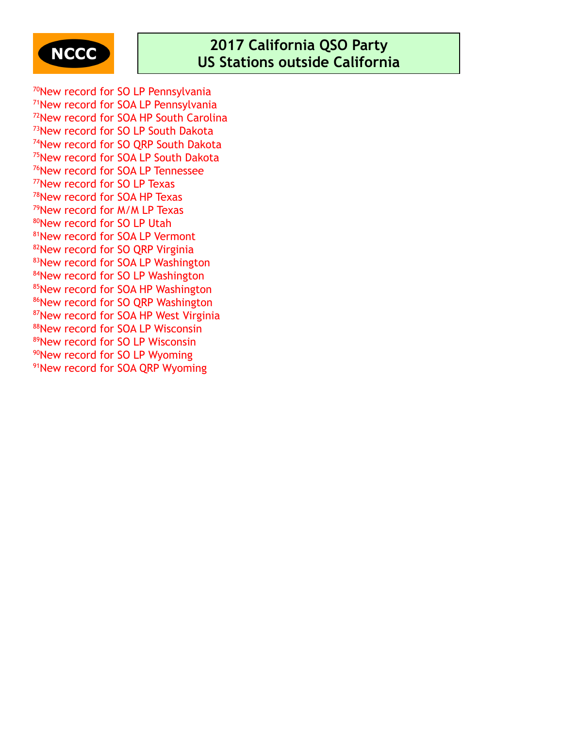# 2017 California QSO Party
## US Stations outside California

[70]New record for SO LP Pennsylvania
[71]New record for SOA LP Pennsylvania
[72]New record for SOA HP South Carolina
[73]New record for SO LP South Dakota
[74]New record for SO QRP South Dakota
[75]New record for SOA LP South Dakota
[76]New record for SOA LP Tennessee
[77]New record for SO LP Texas
[78]New record for SOA HP Texas
[79]New record for M/M LP Texas
[80]New record for SO LP Utah
[81]New record for SOA LP Vermont
[82]New record for SO QRP Virginia
[83]New record for SOA LP Washington
[84]New record for SO LP Washington
[85]New record for SOA HP Washington
[86]New record for SO QRP Washington
[87]New record for SOA HP West Virginia
[88]New record for SOA LP Wisconsin
[89]New record for SO LP Wisconsin
[90]New record for SO LP Wyoming
[91]New record for SOA QRP Wyoming